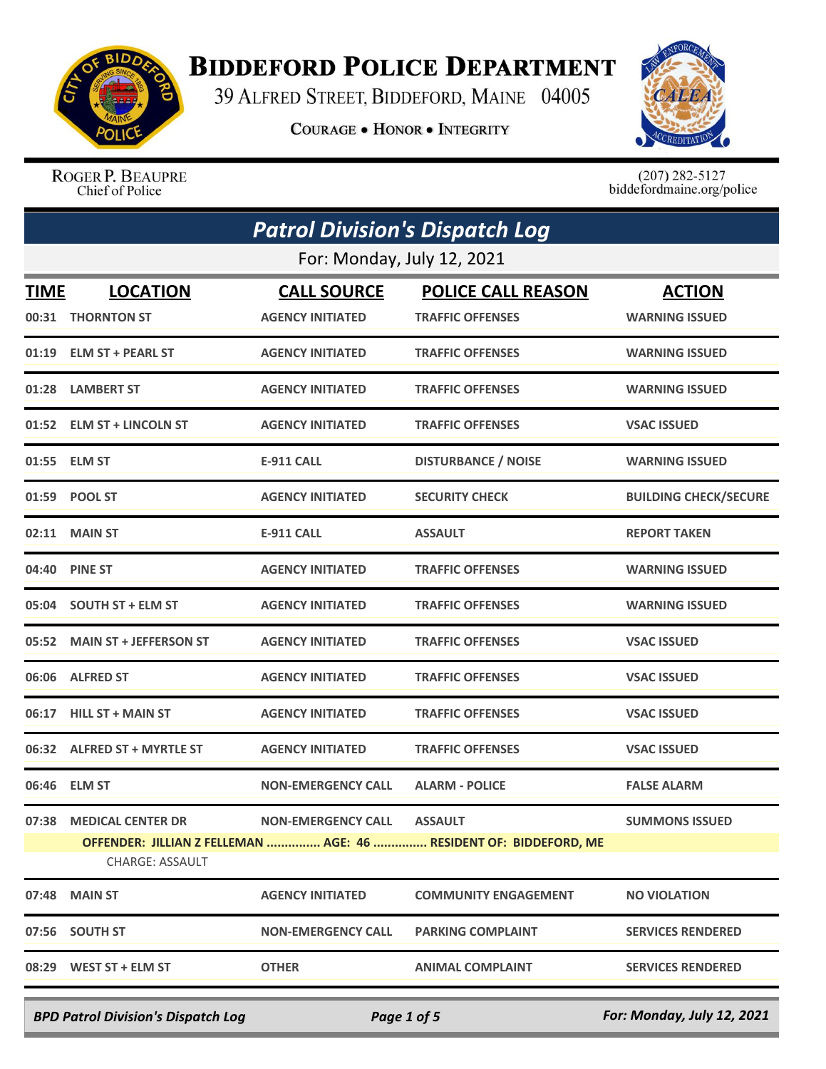# BIDDEFORD POLICE DEPARTMENT

39 ALFRED STREET, BIDDEFORD, MAINE 04005

COURAGE • HONOR • INTEGRITY

ROGER P. BEAUPRE
Chief of Police

(207) 282-5127
biddefordmaine.org/police

## *Patrol Division's Dispatch Log*

For: Monday, July 12, 2021

| TIME | LOCATION | CALL SOURCE | POLICE CALL REASON | ACTION |
|---|---|---|---|---|
| 00:31 | THORNTON ST | AGENCY INITIATED | TRAFFIC OFFENSES | WARNING ISSUED |
| 01:19 | ELM ST + PEARL ST | AGENCY INITIATED | TRAFFIC OFFENSES | WARNING ISSUED |
| 01:28 | LAMBERT ST | AGENCY INITIATED | TRAFFIC OFFENSES | WARNING ISSUED |
| 01:52 | ELM ST + LINCOLN ST | AGENCY INITIATED | TRAFFIC OFFENSES | VSAC ISSUED |
| 01:55 | ELM ST | E-911 CALL | DISTURBANCE / NOISE | WARNING ISSUED |
| 01:59 | POOL ST | AGENCY INITIATED | SECURITY CHECK | BUILDING CHECK/SECURE |
| 02:11 | MAIN ST | E-911 CALL | ASSAULT | REPORT TAKEN |
| 04:40 | PINE ST | AGENCY INITIATED | TRAFFIC OFFENSES | WARNING ISSUED |
| 05:04 | SOUTH ST + ELM ST | AGENCY INITIATED | TRAFFIC OFFENSES | WARNING ISSUED |
| 05:52 | MAIN ST + JEFFERSON ST | AGENCY INITIATED | TRAFFIC OFFENSES | VSAC ISSUED |
| 06:06 | ALFRED ST | AGENCY INITIATED | TRAFFIC OFFENSES | VSAC ISSUED |
| 06:17 | HILL ST + MAIN ST | AGENCY INITIATED | TRAFFIC OFFENSES | VSAC ISSUED |
| 06:32 | ALFRED ST + MYRTLE ST | AGENCY INITIATED | TRAFFIC OFFENSES | VSAC ISSUED |
| 06:46 | ELM ST | NON-EMERGENCY CALL | ALARM - POLICE | FALSE ALARM |
| 07:38 | MEDICAL CENTER DR | NON-EMERGENCY CALL | ASSAULT | SUMMONS ISSUED |
| | OFFENDER: JILLIAN Z FELLEMAN ............... AGE: 46 ............... RESIDENT OF: BIDDEFORD, ME | | | |
| | CHARGE: ASSAULT | | | |
| 07:48 | MAIN ST | AGENCY INITIATED | COMMUNITY ENGAGEMENT | NO VIOLATION |
| 07:56 | SOUTH ST | NON-EMERGENCY CALL | PARKING COMPLAINT | SERVICES RENDERED |
| 08:29 | WEST ST + ELM ST | OTHER | ANIMAL COMPLAINT | SERVICES RENDERED |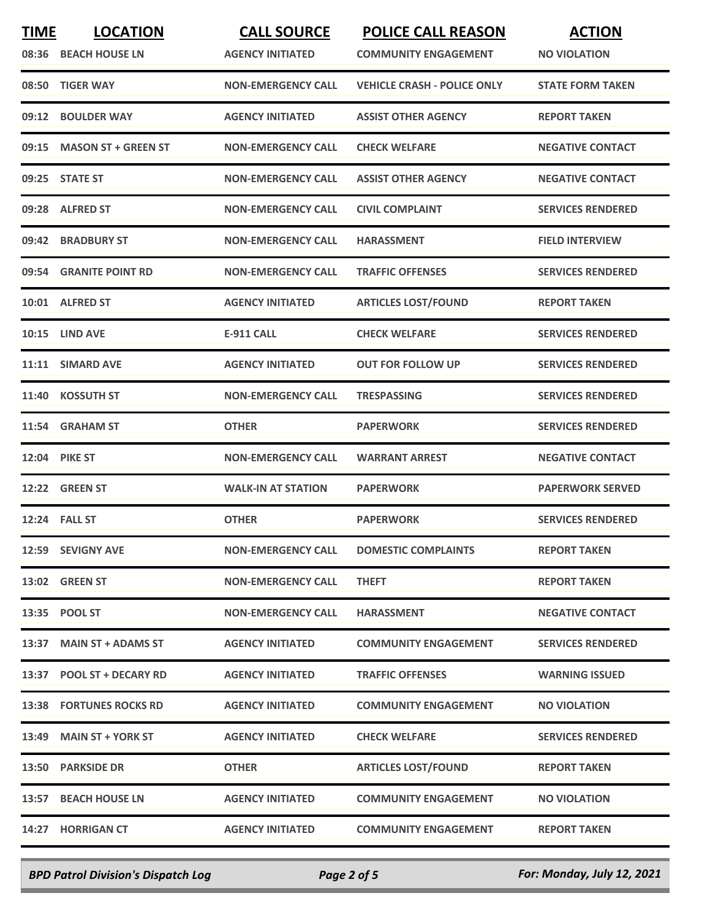| TIME | LOCATION | CALL SOURCE | POLICE CALL REASON | ACTION |
|---|---|---|---|---|
| 08:36 | BEACH HOUSE LN | AGENCY INITIATED | COMMUNITY ENGAGEMENT | NO VIOLATION |
| 08:50 | TIGER WAY | NON-EMERGENCY CALL | VEHICLE CRASH - POLICE ONLY | STATE FORM TAKEN |
| 09:12 | BOULDER WAY | AGENCY INITIATED | ASSIST OTHER AGENCY | REPORT TAKEN |
| 09:15 | MASON ST + GREEN ST | NON-EMERGENCY CALL | CHECK WELFARE | NEGATIVE CONTACT |
| 09:25 | STATE ST | NON-EMERGENCY CALL | ASSIST OTHER AGENCY | NEGATIVE CONTACT |
| 09:28 | ALFRED ST | NON-EMERGENCY CALL | CIVIL COMPLAINT | SERVICES RENDERED |
| 09:42 | BRADBURY ST | NON-EMERGENCY CALL | HARASSMENT | FIELD INTERVIEW |
| 09:54 | GRANITE POINT RD | NON-EMERGENCY CALL | TRAFFIC OFFENSES | SERVICES RENDERED |
| 10:01 | ALFRED ST | AGENCY INITIATED | ARTICLES LOST/FOUND | REPORT TAKEN |
| 10:15 | LIND AVE | E-911 CALL | CHECK WELFARE | SERVICES RENDERED |
| 11:11 | SIMARD AVE | AGENCY INITIATED | OUT FOR FOLLOW UP | SERVICES RENDERED |
| 11:40 | KOSSUTH ST | NON-EMERGENCY CALL | TRESPASSING | SERVICES RENDERED |
| 11:54 | GRAHAM ST | OTHER | PAPERWORK | SERVICES RENDERED |
| 12:04 | PIKE ST | NON-EMERGENCY CALL | WARRANT ARREST | NEGATIVE CONTACT |
| 12:22 | GREEN ST | WALK-IN AT STATION | PAPERWORK | PAPERWORK SERVED |
| 12:24 | FALL ST | OTHER | PAPERWORK | SERVICES RENDERED |
| 12:59 | SEVIGNY AVE | NON-EMERGENCY CALL | DOMESTIC COMPLAINTS | REPORT TAKEN |
| 13:02 | GREEN ST | NON-EMERGENCY CALL | THEFT | REPORT TAKEN |
| 13:35 | POOL ST | NON-EMERGENCY CALL | HARASSMENT | NEGATIVE CONTACT |
| 13:37 | MAIN ST + ADAMS ST | AGENCY INITIATED | COMMUNITY ENGAGEMENT | SERVICES RENDERED |
| 13:37 | POOL ST + DECARY RD | AGENCY INITIATED | TRAFFIC OFFENSES | WARNING ISSUED |
| 13:38 | FORTUNES ROCKS RD | AGENCY INITIATED | COMMUNITY ENGAGEMENT | NO VIOLATION |
| 13:49 | MAIN ST + YORK ST | AGENCY INITIATED | CHECK WELFARE | SERVICES RENDERED |
| 13:50 | PARKSIDE DR | OTHER | ARTICLES LOST/FOUND | REPORT TAKEN |
| 13:57 | BEACH HOUSE LN | AGENCY INITIATED | COMMUNITY ENGAGEMENT | NO VIOLATION |
| 14:27 | HORRIGAN CT | AGENCY INITIATED | COMMUNITY ENGAGEMENT | REPORT TAKEN |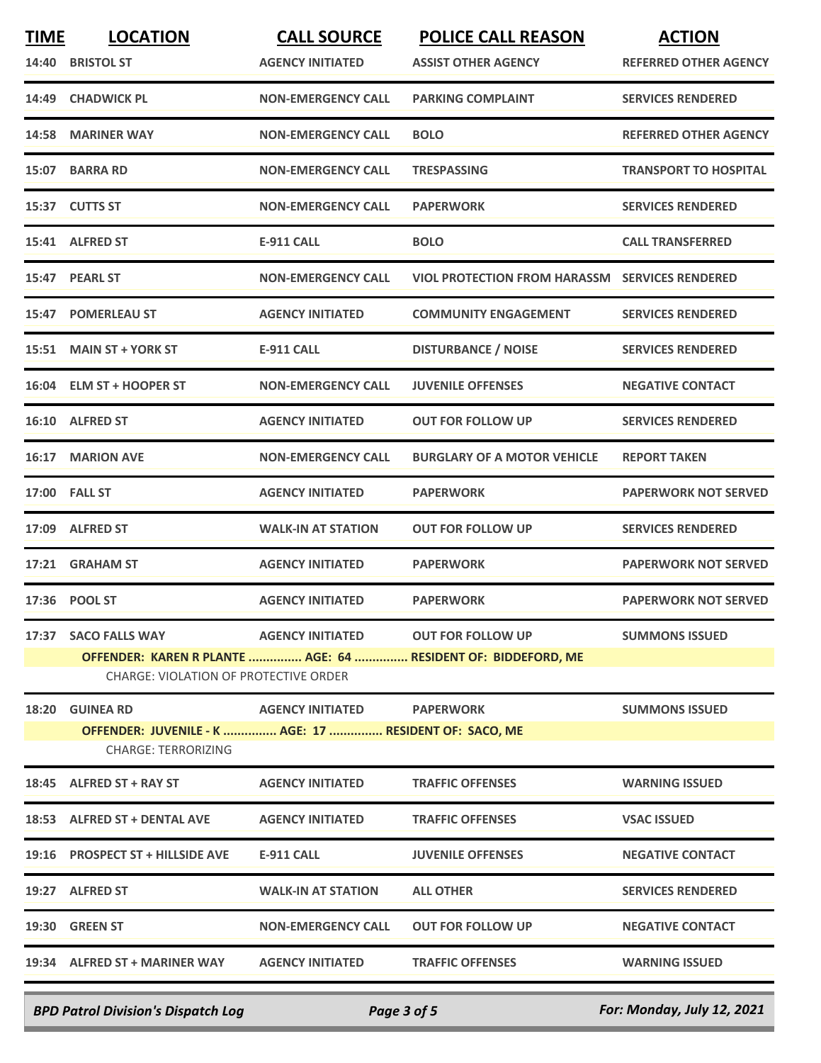| TIME | LOCATION | CALL SOURCE | POLICE CALL REASON | ACTION |
|---|---|---|---|---|
| 14:40 | BRISTOL ST | AGENCY INITIATED | ASSIST OTHER AGENCY | REFERRED OTHER AGENCY |
| 14:49 | CHADWICK PL | NON-EMERGENCY CALL | PARKING COMPLAINT | SERVICES RENDERED |
| 14:58 | MARINER WAY | NON-EMERGENCY CALL | BOLO | REFERRED OTHER AGENCY |
| 15:07 | BARRA RD | NON-EMERGENCY CALL | TRESPASSING | TRANSPORT TO HOSPITAL |
| 15:37 | CUTTS ST | NON-EMERGENCY CALL | PAPERWORK | SERVICES RENDERED |
| 15:41 | ALFRED ST | E-911 CALL | BOLO | CALL TRANSFERRED |
| 15:47 | PEARL ST | NON-EMERGENCY CALL | VIOL PROTECTION FROM HARASSM | SERVICES RENDERED |
| 15:47 | POMERLEAU ST | AGENCY INITIATED | COMMUNITY ENGAGEMENT | SERVICES RENDERED |
| 15:51 | MAIN ST + YORK ST | E-911 CALL | DISTURBANCE / NOISE | SERVICES RENDERED |
| 16:04 | ELM ST + HOOPER ST | NON-EMERGENCY CALL | JUVENILE OFFENSES | NEGATIVE CONTACT |
| 16:10 | ALFRED ST | AGENCY INITIATED | OUT FOR FOLLOW UP | SERVICES RENDERED |
| 16:17 | MARION AVE | NON-EMERGENCY CALL | BURGLARY OF A MOTOR VEHICLE | REPORT TAKEN |
| 17:00 | FALL ST | AGENCY INITIATED | PAPERWORK | PAPERWORK NOT SERVED |
| 17:09 | ALFRED ST | WALK-IN AT STATION | OUT FOR FOLLOW UP | SERVICES RENDERED |
| 17:21 | GRAHAM ST | AGENCY INITIATED | PAPERWORK | PAPERWORK NOT SERVED |
| 17:36 | POOL ST | AGENCY INITIATED | PAPERWORK | PAPERWORK NOT SERVED |
| 17:37 | SACO FALLS WAY | AGENCY INITIATED | OUT FOR FOLLOW UP | SUMMONS ISSUED |
| | OFFENDER: KAREN R PLANTE ............... AGE: 64 ............... RESIDENT OF: BIDDEFORD, ME | | | |
| | CHARGE: VIOLATION OF PROTECTIVE ORDER | | | |
| 18:20 | GUINEA RD | AGENCY INITIATED | PAPERWORK | SUMMONS ISSUED |
| | OFFENDER: JUVENILE - K ............... AGE: 17 ............... RESIDENT OF: SACO, ME | | | |
| | CHARGE: TERRORIZING | | | |
| 18:45 | ALFRED ST + RAY ST | AGENCY INITIATED | TRAFFIC OFFENSES | WARNING ISSUED |
| 18:53 | ALFRED ST + DENTAL AVE | AGENCY INITIATED | TRAFFIC OFFENSES | VSAC ISSUED |
| 19:16 | PROSPECT ST + HILLSIDE AVE | E-911 CALL | JUVENILE OFFENSES | NEGATIVE CONTACT |
| 19:27 | ALFRED ST | WALK-IN AT STATION | ALL OTHER | SERVICES RENDERED |
| 19:30 | GREEN ST | NON-EMERGENCY CALL | OUT FOR FOLLOW UP | NEGATIVE CONTACT |
| 19:34 | ALFRED ST + MARINER WAY | AGENCY INITIATED | TRAFFIC OFFENSES | WARNING ISSUED |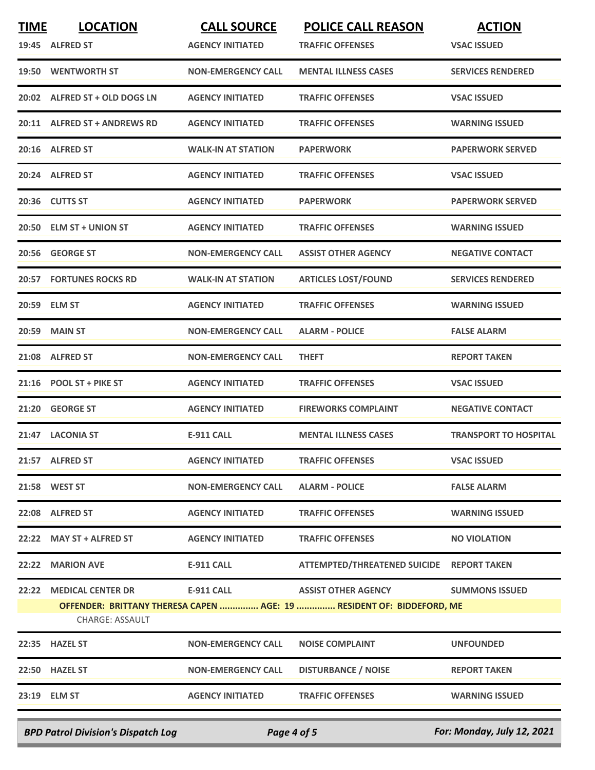| TIME | LOCATION | CALL SOURCE | POLICE CALL REASON | ACTION |
|---|---|---|---|---|
| 19:45 | ALFRED ST | AGENCY INITIATED | TRAFFIC OFFENSES | VSAC ISSUED |
| 19:50 | WENTWORTH ST | NON-EMERGENCY CALL | MENTAL ILLNESS CASES | SERVICES RENDERED |
| 20:02 | ALFRED ST + OLD DOGS LN | AGENCY INITIATED | TRAFFIC OFFENSES | VSAC ISSUED |
| 20:11 | ALFRED ST + ANDREWS RD | AGENCY INITIATED | TRAFFIC OFFENSES | WARNING ISSUED |
| 20:16 | ALFRED ST | WALK-IN AT STATION | PAPERWORK | PAPERWORK SERVED |
| 20:24 | ALFRED ST | AGENCY INITIATED | TRAFFIC OFFENSES | VSAC ISSUED |
| 20:36 | CUTTS ST | AGENCY INITIATED | PAPERWORK | PAPERWORK SERVED |
| 20:50 | ELM ST + UNION ST | AGENCY INITIATED | TRAFFIC OFFENSES | WARNING ISSUED |
| 20:56 | GEORGE ST | NON-EMERGENCY CALL | ASSIST OTHER AGENCY | NEGATIVE CONTACT |
| 20:57 | FORTUNES ROCKS RD | WALK-IN AT STATION | ARTICLES LOST/FOUND | SERVICES RENDERED |
| 20:59 | ELM ST | AGENCY INITIATED | TRAFFIC OFFENSES | WARNING ISSUED |
| 20:59 | MAIN ST | NON-EMERGENCY CALL | ALARM - POLICE | FALSE ALARM |
| 21:08 | ALFRED ST | NON-EMERGENCY CALL | THEFT | REPORT TAKEN |
| 21:16 | POOL ST + PIKE ST | AGENCY INITIATED | TRAFFIC OFFENSES | VSAC ISSUED |
| 21:20 | GEORGE ST | AGENCY INITIATED | FIREWORKS COMPLAINT | NEGATIVE CONTACT |
| 21:47 | LACONIA ST | E-911 CALL | MENTAL ILLNESS CASES | TRANSPORT TO HOSPITAL |
| 21:57 | ALFRED ST | AGENCY INITIATED | TRAFFIC OFFENSES | VSAC ISSUED |
| 21:58 | WEST ST | NON-EMERGENCY CALL | ALARM - POLICE | FALSE ALARM |
| 22:08 | ALFRED ST | AGENCY INITIATED | TRAFFIC OFFENSES | WARNING ISSUED |
| 22:22 | MAY ST + ALFRED ST | AGENCY INITIATED | TRAFFIC OFFENSES | NO VIOLATION |
| 22:22 | MARION AVE | E-911 CALL | ATTEMPTED/THREATENED SUICIDE | REPORT TAKEN |
| 22:22 | MEDICAL CENTER DR | E-911 CALL | ASSIST OTHER AGENCY | SUMMONS ISSUED |
| | OFFENDER: BRITTANY THERESA CAPEN ............... AGE: 19 ............... RESIDENT OF: BIDDEFORD, ME<br>CHARGE: ASSAULT | | | |
| 22:35 | HAZEL ST | NON-EMERGENCY CALL | NOISE COMPLAINT | UNFOUNDED |
| 22:50 | HAZEL ST | NON-EMERGENCY CALL | DISTURBANCE / NOISE | REPORT TAKEN |
| 23:19 | ELM ST | AGENCY INITIATED | TRAFFIC OFFENSES | WARNING ISSUED |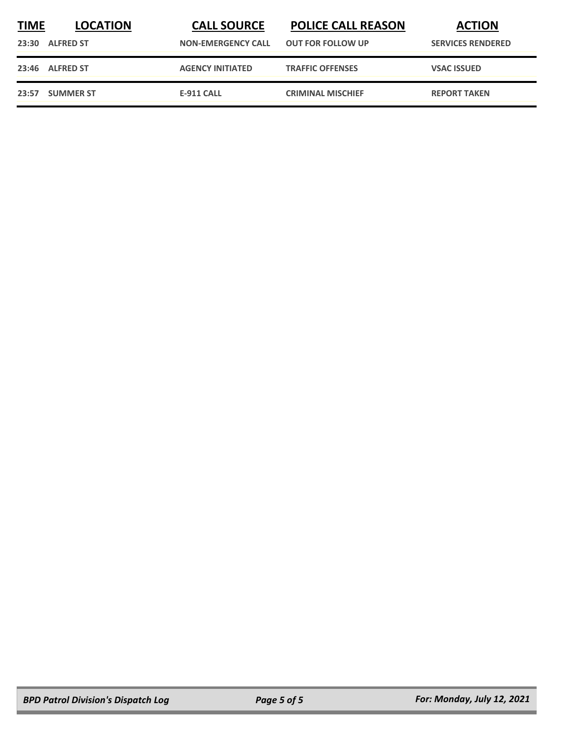| TIME | LOCATION | CALL SOURCE | POLICE CALL REASON | ACTION |
| --- | --- | --- | --- | --- |
| 23:30 | ALFRED ST | NON-EMERGENCY CALL | OUT FOR FOLLOW UP | SERVICES RENDERED |
| 23:46 | ALFRED ST | AGENCY INITIATED | TRAFFIC OFFENSES | VSAC ISSUED |
| 23:57 | SUMMER ST | E-911 CALL | CRIMINAL MISCHIEF | REPORT TAKEN |